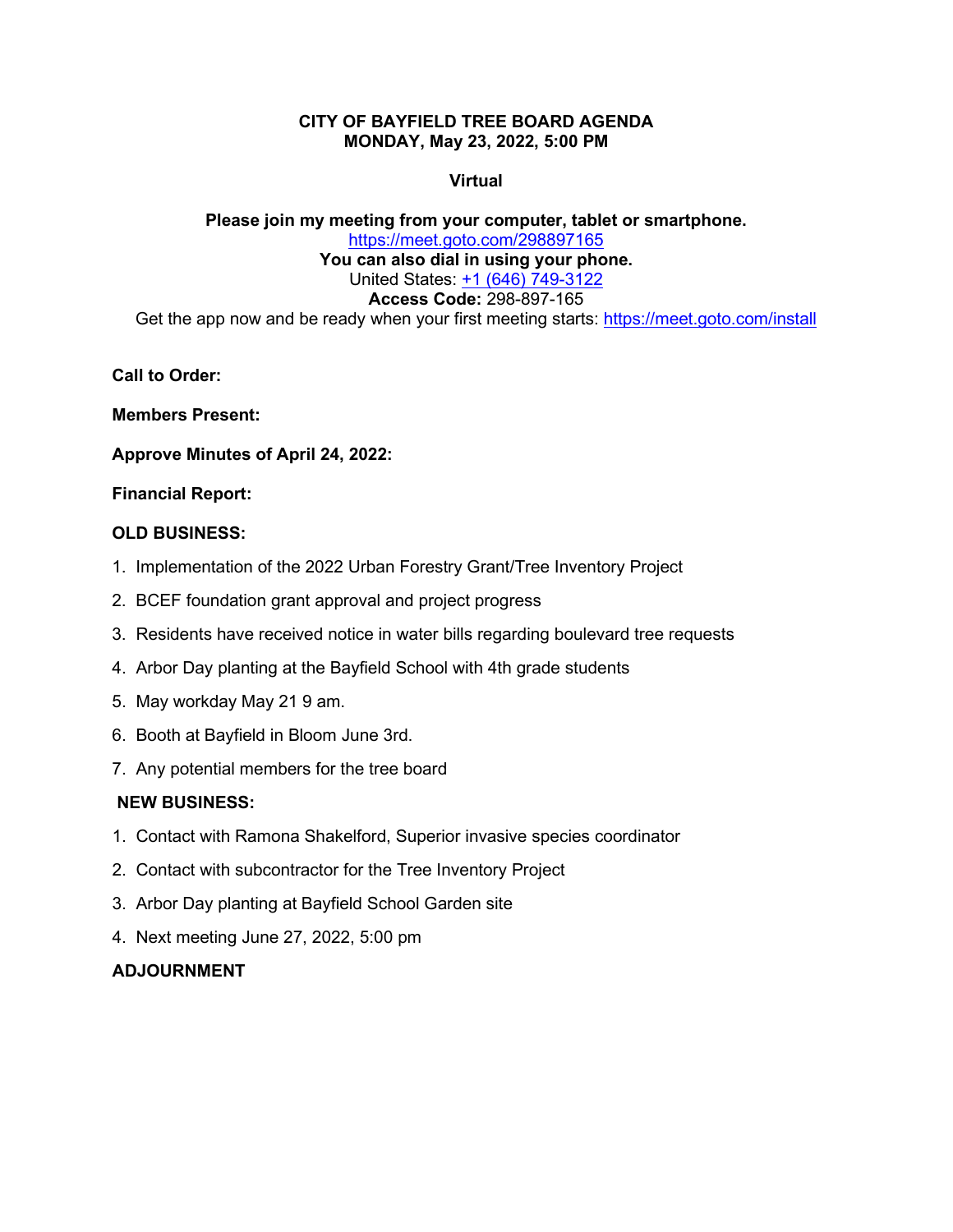# CITY OF BAYFIELD TREE BOARD AGENDA
## MONDAY, May 23, 2022, 5:00 PM

**Virtual**

**Please join my meeting from your computer, tablet or smartphone.**
https://meet.goto.com/298897165
**You can also dial in using your phone.**
United States: +1 (646) 749-3122
**Access Code:** 298-897-165
Get the app now and be ready when your first meeting starts: https://meet.goto.com/install

**Call to Order:**

**Members Present:**

**Approve Minutes of April 24, 2022:**

**Financial Report:**

**OLD BUSINESS:**

1. Implementation of the 2022 Urban Forestry Grant/Tree Inventory Project
2. BCEF foundation grant approval and project progress
3. Residents have received notice in water bills regarding boulevard tree requests
4. Arbor Day planting at the Bayfield School with 4th grade students
5. May workday May 21 9 am.
6. Booth at Bayfield in Bloom June 3rd.
7. Any potential members for the tree board

**NEW BUSINESS:**

1. Contact with Ramona Shakelford, Superior invasive species coordinator
2. Contact with subcontractor for the Tree Inventory Project
3. Arbor Day planting at Bayfield School Garden site
4. Next meeting June 27, 2022, 5:00 pm

**ADJOURNMENT**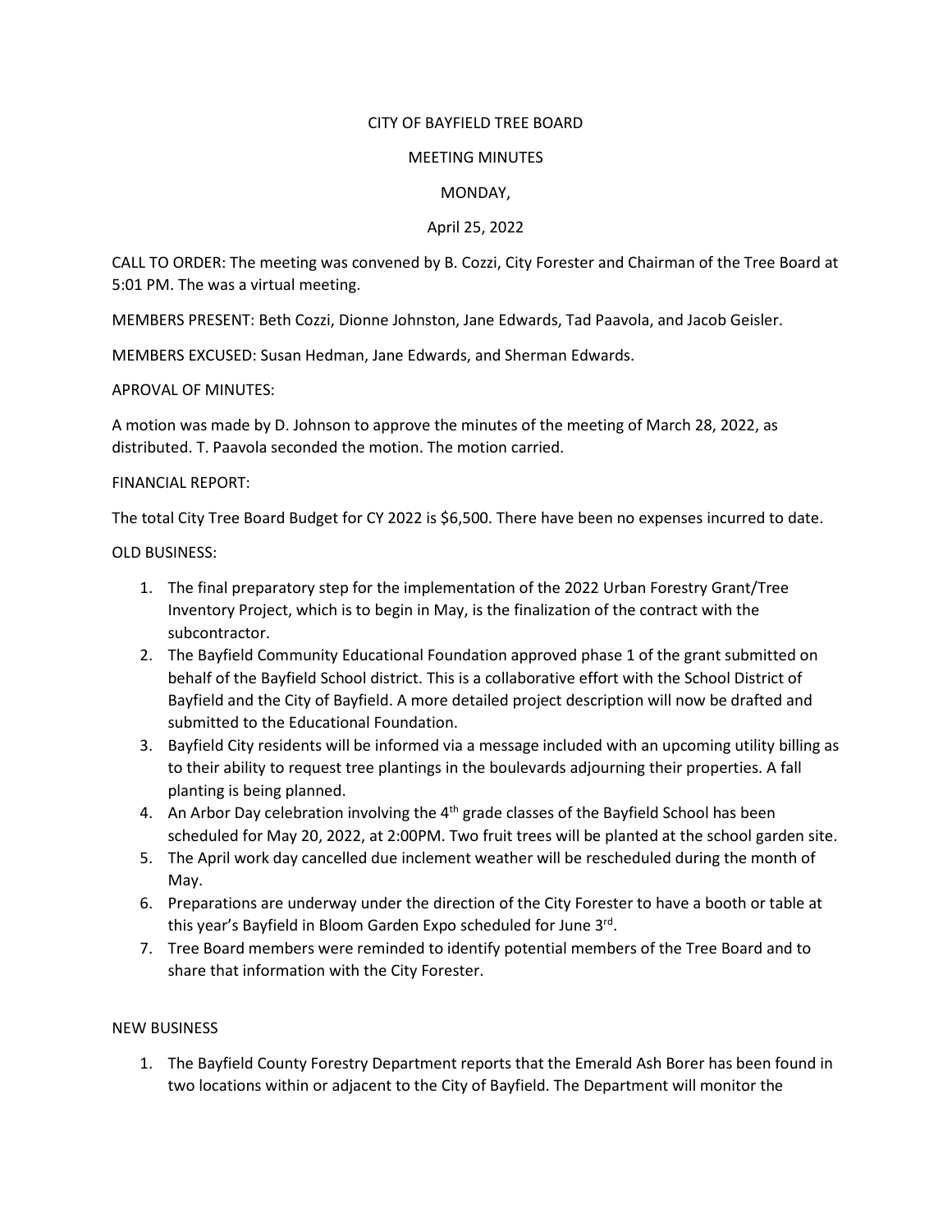CITY OF BAYFIELD TREE BOARD

MEETING MINUTES

MONDAY,

April 25, 2022

CALL TO ORDER: The meeting was convened by B. Cozzi, City Forester and Chairman of the Tree Board at 5:01 PM. The was a virtual meeting.

MEMBERS PRESENT: Beth Cozzi, Dionne Johnston, Jane Edwards, Tad Paavola, and Jacob Geisler.

MEMBERS EXCUSED: Susan Hedman, Jane Edwards, and Sherman Edwards.

APROVAL OF MINUTES:

A motion was made by D. Johnson to approve the minutes of the meeting of March 28, 2022, as distributed. T. Paavola seconded the motion. The motion carried.

FINANCIAL REPORT:

The total City Tree Board Budget for CY 2022 is $6,500. There have been no expenses incurred to date.

OLD BUSINESS:

1. The final preparatory step for the implementation of the 2022 Urban Forestry Grant/Tree Inventory Project, which is to begin in May, is the finalization of the contract with the subcontractor.
2. The Bayfield Community Educational Foundation approved phase 1 of the grant submitted on behalf of the Bayfield School district. This is a collaborative effort with the School District of Bayfield and the City of Bayfield. A more detailed project description will now be drafted and submitted to the Educational Foundation.
3. Bayfield City residents will be informed via a message included with an upcoming utility billing as to their ability to request tree plantings in the boulevards adjourning their properties. A fall planting is being planned.
4. An Arbor Day celebration involving the 4th grade classes of the Bayfield School has been scheduled for May 20, 2022, at 2:00PM. Two fruit trees will be planted at the school garden site.
5. The April work day cancelled due inclement weather will be rescheduled during the month of May.
6. Preparations are underway under the direction of the City Forester to have a booth or table at this year's Bayfield in Bloom Garden Expo scheduled for June 3rd.
7. Tree Board members were reminded to identify potential members of the Tree Board and to share that information with the City Forester.

NEW BUSINESS

1. The Bayfield County Forestry Department reports that the Emerald Ash Borer has been found in two locations within or adjacent to the City of Bayfield. The Department will monitor the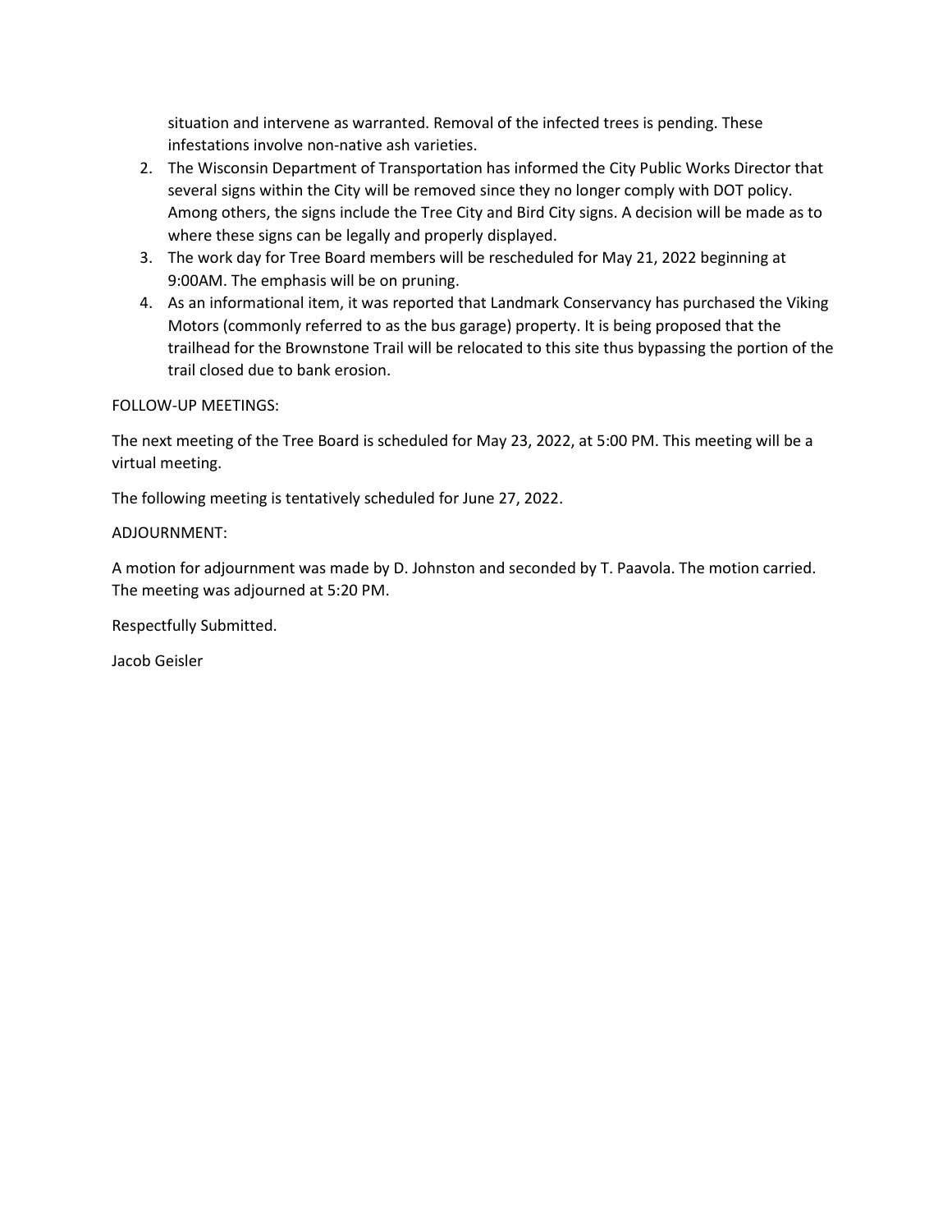situation and intervene as warranted. Removal of the infected trees is pending. These infestations involve non-native ash varieties.

2. The Wisconsin Department of Transportation has informed the City Public Works Director that several signs within the City will be removed since they no longer comply with DOT policy. Among others, the signs include the Tree City and Bird City signs. A decision will be made as to where these signs can be legally and properly displayed.
3. The work day for Tree Board members will be rescheduled for May 21, 2022 beginning at 9:00AM. The emphasis will be on pruning.
4. As an informational item, it was reported that Landmark Conservancy has purchased the Viking Motors (commonly referred to as the bus garage) property. It is being proposed that the trailhead for the Brownstone Trail will be relocated to this site thus bypassing the portion of the trail closed due to bank erosion.

FOLLOW-UP MEETINGS:

The next meeting of the Tree Board is scheduled for May 23, 2022, at 5:00 PM. This meeting will be a virtual meeting.

The following meeting is tentatively scheduled for June 27, 2022.

ADJOURNMENT:

A motion for adjournment was made by D. Johnston and seconded by T. Paavola. The motion carried. The meeting was adjourned at 5:20 PM.

Respectfully Submitted.

Jacob Geisler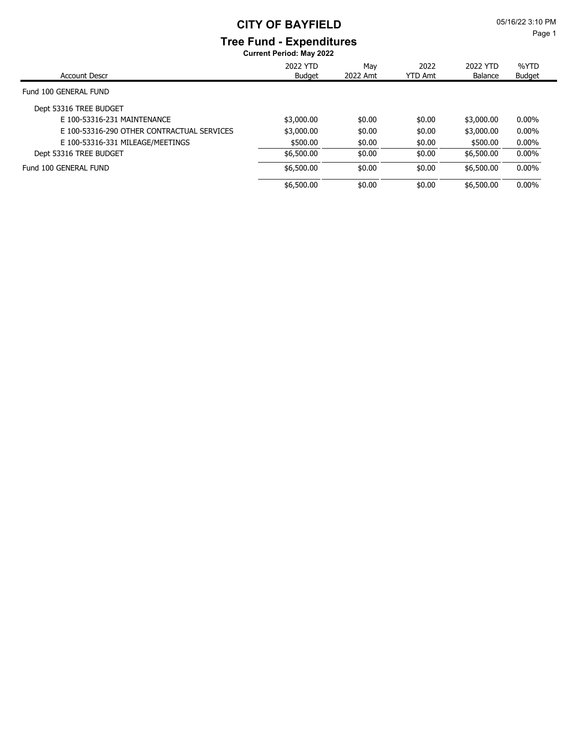# CITY OF BAYFIELD

## Tree Fund - Expenditures

**Current Period: May 2022**

| Account Descr | 2022 YTD Budget | May 2022 Amt | 2022 YTD Amt | 2022 YTD Balance | %YTD Budget |
|---|---|---|---|---|---|
| Fund 100 GENERAL FUND | | | | | |
| Dept 53316 TREE BUDGET | | | | | |
| E 100-53316-231 MAINTENANCE | $3,000.00 | $0.00 | $0.00 | $3,000.00 | 0.00% |
| E 100-53316-290 OTHER CONTRACTUAL SERVICES | $3,000.00 | $0.00 | $0.00 | $3,000.00 | 0.00% |
| E 100-53316-331 MILEAGE/MEETINGS | $500.00 | $0.00 | $0.00 | $500.00 | 0.00% |
| Dept 53316 TREE BUDGET | $6,500.00 | $0.00 | $0.00 | $6,500.00 | 0.00% |
| Fund 100 GENERAL FUND | $6,500.00 | $0.00 | $0.00 | $6,500.00 | 0.00% |
| | $6,500.00 | $0.00 | $0.00 | $6,500.00 | 0.00% |